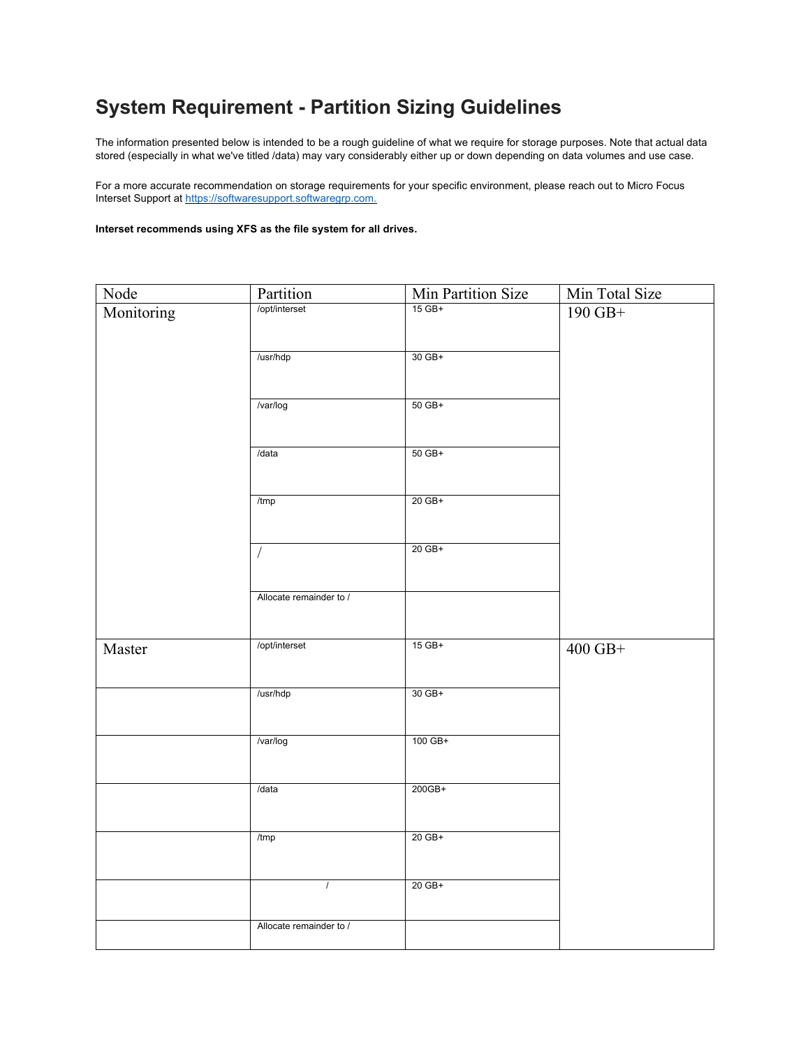# System Requirement - Partition Sizing Guidelines

The information presented below is intended to be a rough guideline of what we require for storage purposes. Note that actual data stored (especially in what we've titled /data) may vary considerably either up or down depending on data volumes and use case.

For a more accurate recommendation on storage requirements for your specific environment, please reach out to Micro Focus Interset Support at [https://softwaresupport.softwaregrp.com.](https://softwaresupport.softwaregrp.com)

**Interset recommends using XFS as the file system for all drives.**

| Node | Partition | Min Partition Size | Min Total Size |
|---|---|---|---|
| Monitoring | /opt/interset | 15 GB+ | 190 GB+ |
| | /usr/hdp | 30 GB+ | |
| | /var/log | 50 GB+ | |
| | /data | 50 GB+ | |
| | /tmp | 20 GB+ | |
| | / | 20 GB+ | |
| | Allocate remainder to / | | |
| Master | /opt/interset | 15 GB+ | 400 GB+ |
| | /usr/hdp | 30 GB+ | |
| | /var/log | 100 GB+ | |
| | /data | 200GB+ | |
| | /tmp | 20 GB+ | |
| | / | 20 GB+ | |
| | Allocate remainder to / | | |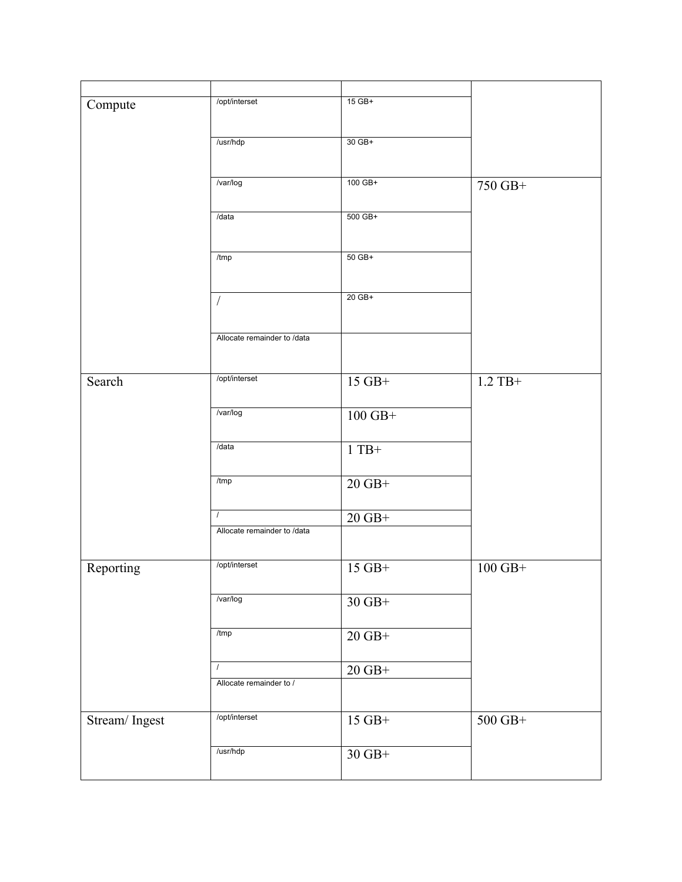| | | | |
|---|---|---|---|
| Compute | /opt/interset | 15 GB+ | |
| | /usr/hdp | 30 GB+ | |
| | /var/log | 100 GB+ | 750 GB+ |
| | /data | 500 GB+ | |
| | /tmp | 50 GB+ | |
| | / | 20 GB+ | |
| | Allocate remainder to /data | | |
| Search | /opt/interset | 15 GB+ | 1.2 TB+ |
| | /var/log | 100 GB+ | |
| | /data | 1 TB+ | |
| | /tmp | 20 GB+ | |
| | / | 20 GB+ | |
| | Allocate remainder to /data | | |
| Reporting | /opt/interset | 15 GB+ | 100 GB+ |
| | /var/log | 30 GB+ | |
| | /tmp | 20 GB+ | |
| | / | 20 GB+ | |
| | Allocate remainder to / | | |
| Stream/ Ingest | /opt/interset | 15 GB+ | 500 GB+ |
| | /usr/hdp | 30 GB+ | |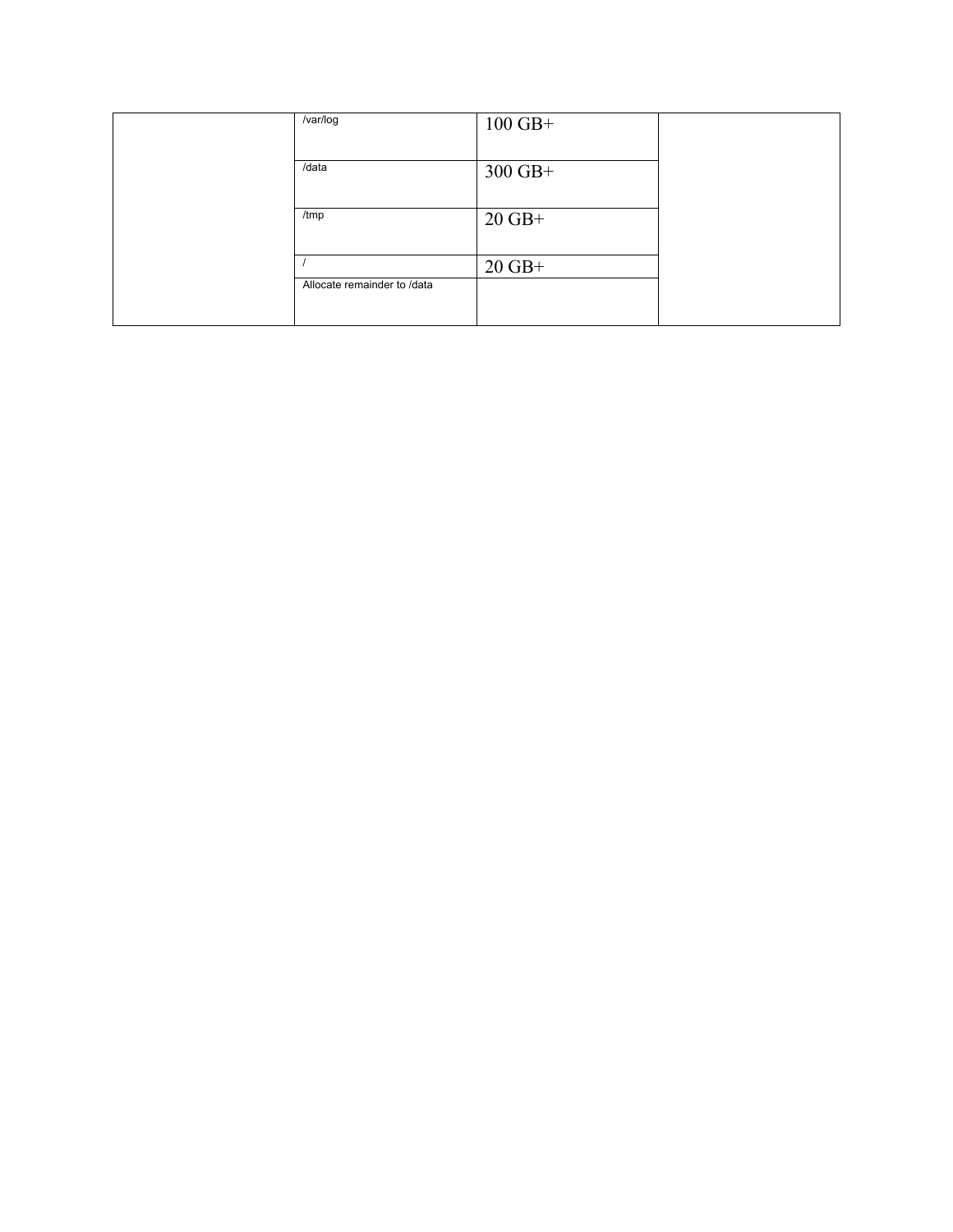| | | | |
|---|---|---|---|
| | /var/log | 100 GB+ | |
| | /data | 300 GB+ | |
| | /tmp | 20 GB+ | |
| | / | 20 GB+ | |
| | Allocate remainder to /data | | |